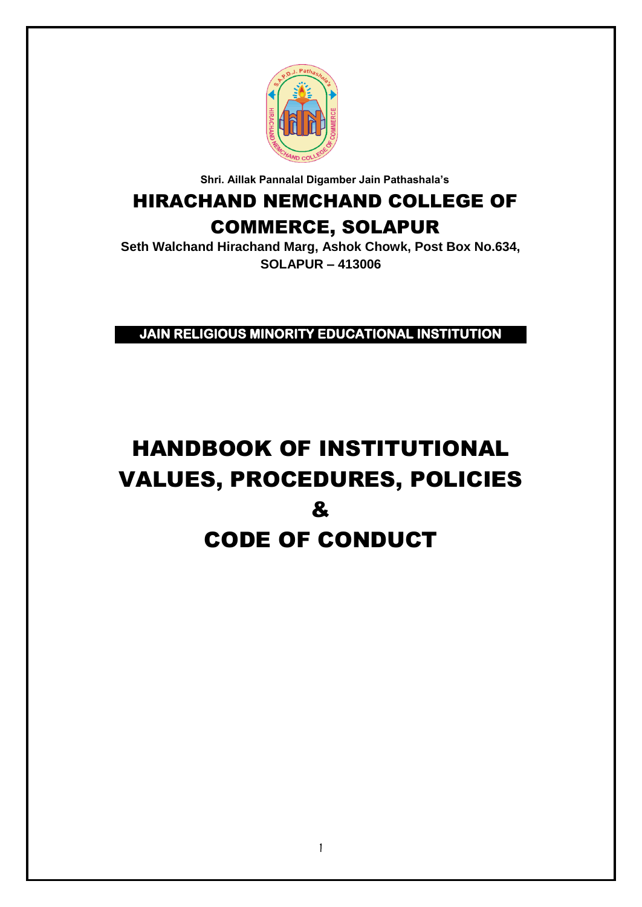Shri. Aillak Pannalal Digamber Jain Pathashala's

# HIRACHAND NEMCHAND COLLEGE OF COMMERCE, SOLAPUR

**Seth Walchand Hirachand Marg, Ashok Chowk, Post Box No.634, SOLAPUR – 413006**

**JAIN RELIGIOUS MINORITY EDUCATIONAL INSTITUTION**

# HANDBOOK OF INSTITUTIONAL VALUES, PROCEDURES, POLICIES & CODE OF CONDUCT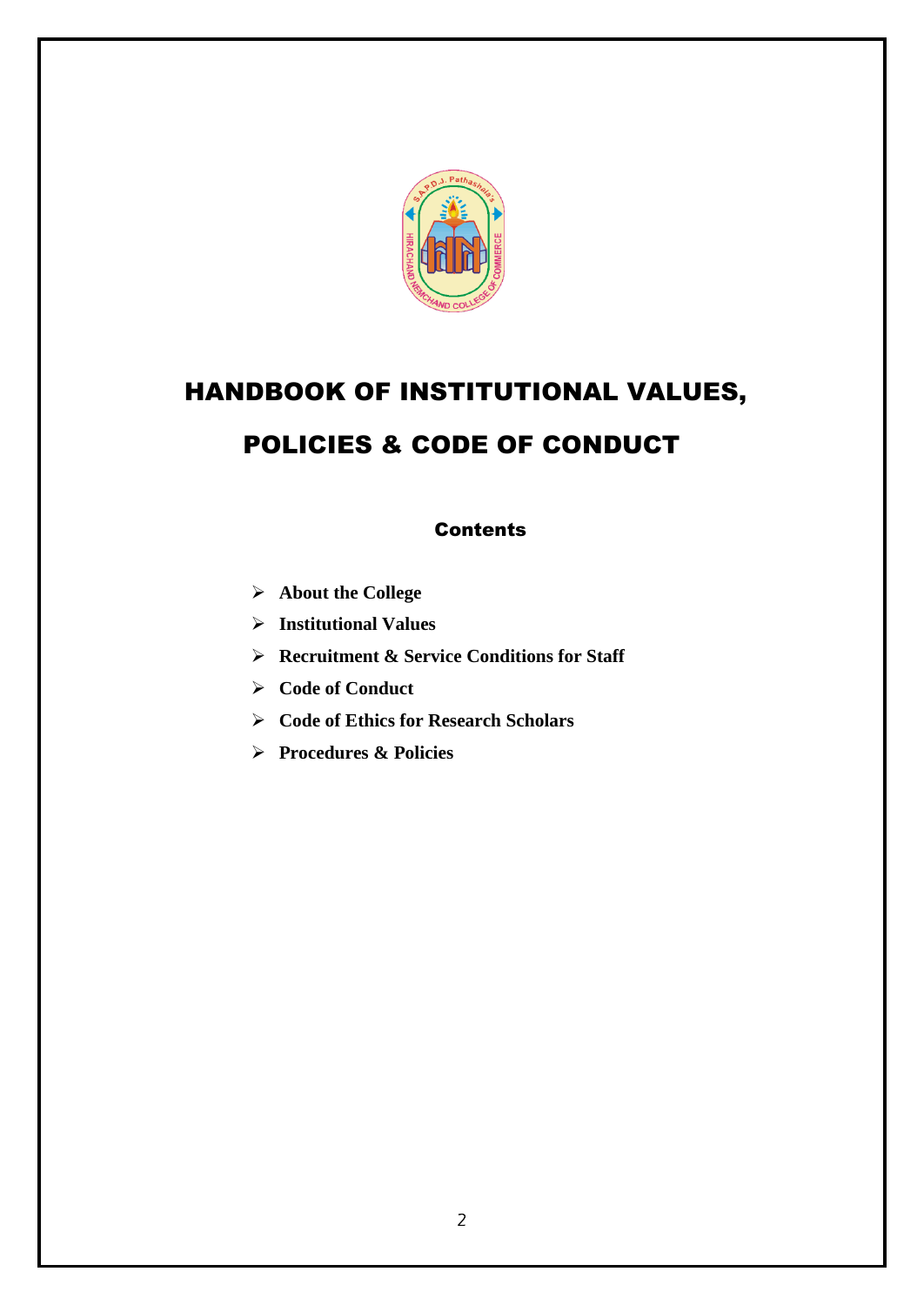# HANDBOOK OF INSTITUTIONAL VALUES, POLICIES & CODE OF CONDUCT

## Contents

- **About the College**
- **Institutional Values**
- **Recruitment & Service Conditions for Staff**
- **Code of Conduct**
- **Code of Ethics for Research Scholars**
- **Procedures & Policies**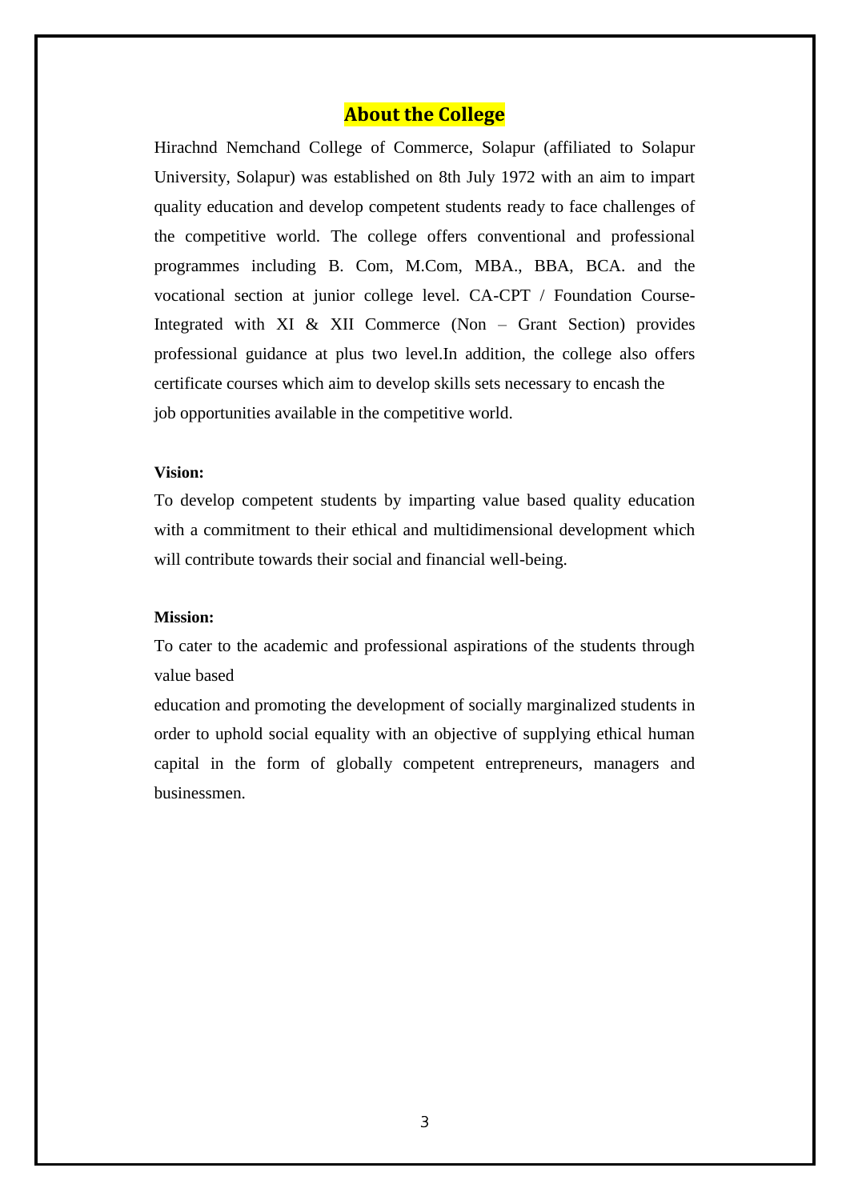## About the College

Hirachnd Nemchand College of Commerce, Solapur (affiliated to Solapur University, Solapur) was established on 8th July 1972 with an aim to impart quality education and develop competent students ready to face challenges of the competitive world. The college offers conventional and professional programmes including B. Com, M.Com, MBA., BBA, BCA. and the vocational section at junior college level. CA-CPT / Foundation Course-Integrated with XI & XII Commerce (Non – Grant Section) provides professional guidance at plus two level.In addition, the college also offers certificate courses which aim to develop skills sets necessary to encash the job opportunities available in the competitive world.

**Vision:**

To develop competent students by imparting value based quality education with a commitment to their ethical and multidimensional development which will contribute towards their social and financial well-being.

**Mission:**

To cater to the academic and professional aspirations of the students through value based

education and promoting the development of socially marginalized students in order to uphold social equality with an objective of supplying ethical human capital in the form of globally competent entrepreneurs, managers and businessmen.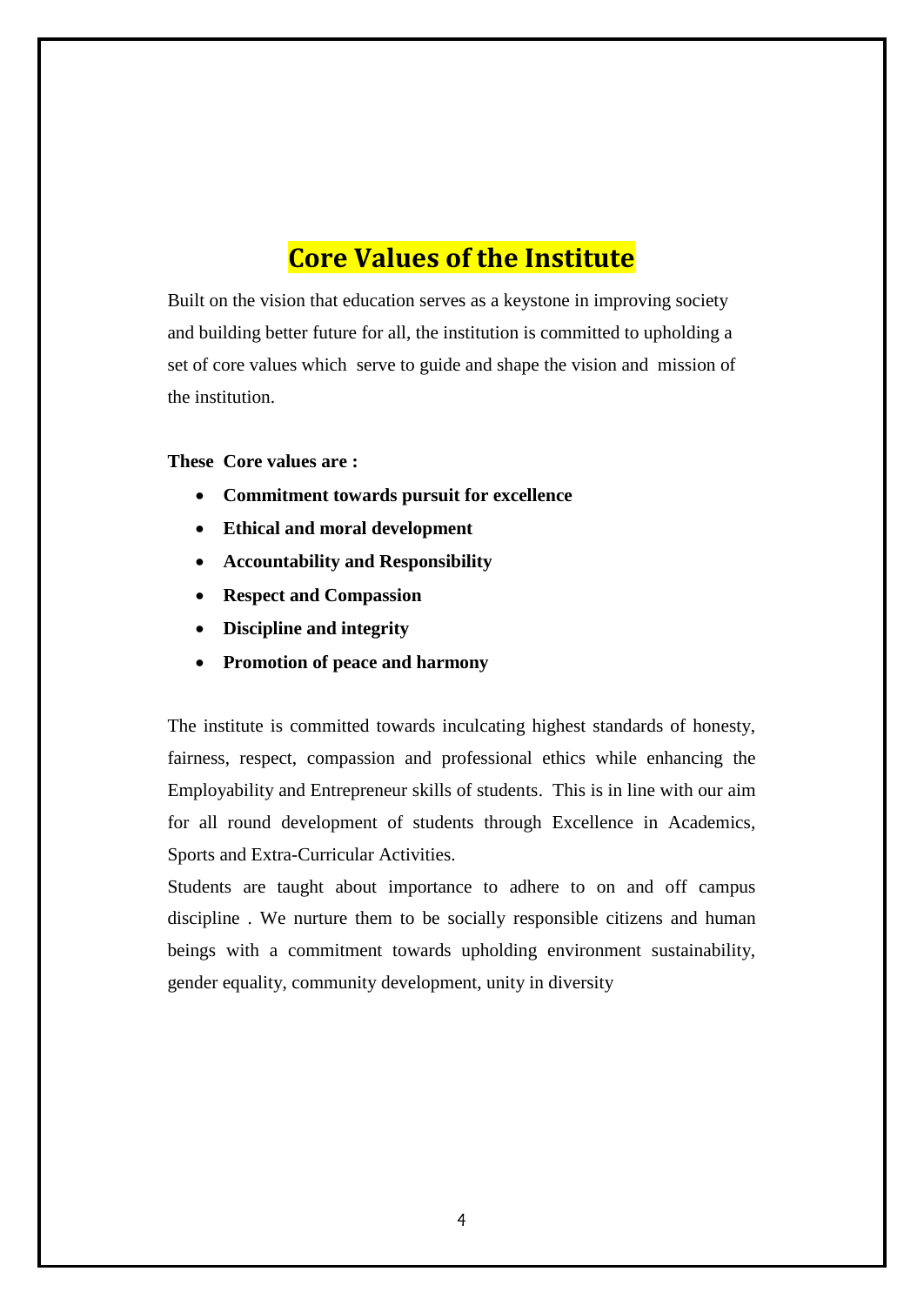# Core Values of the Institute

Built on the vision that education serves as a keystone in improving society and building better future for all, the institution is committed to upholding a set of core values which serve to guide and shape the vision and mission of the institution.

**These Core values are :**

- **Commitment towards pursuit for excellence**
- **Ethical and moral development**
- **Accountability and Responsibility**
- **Respect and Compassion**
- **Discipline and integrity**
- **Promotion of peace and harmony**

The institute is committed towards inculcating highest standards of honesty, fairness, respect, compassion and professional ethics while enhancing the Employability and Entrepreneur skills of students. This is in line with our aim for all round development of students through Excellence in Academics, Sports and Extra-Curricular Activities.

Students are taught about importance to adhere to on and off campus discipline . We nurture them to be socially responsible citizens and human beings with a commitment towards upholding environment sustainability, gender equality, community development, unity in diversity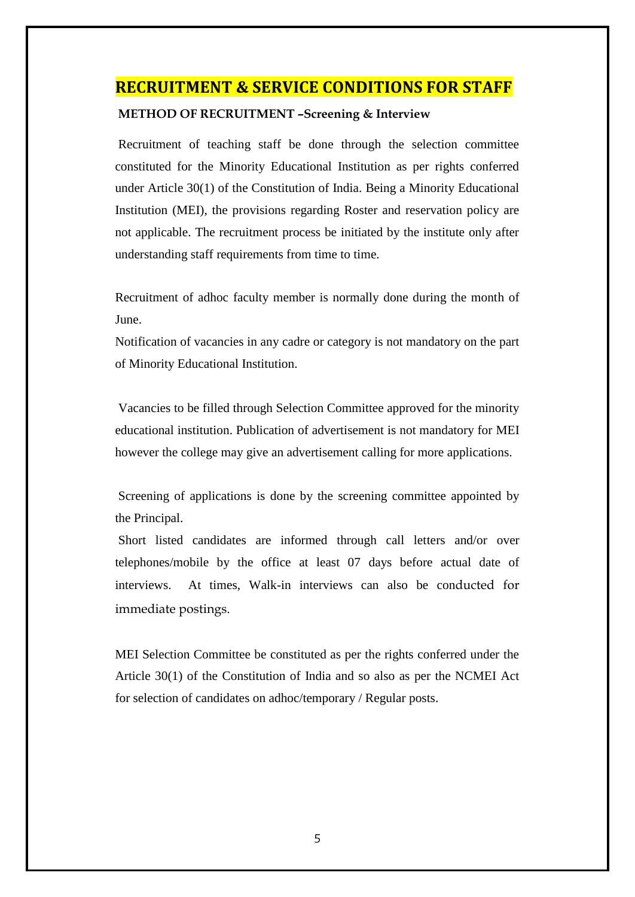# RECRUITMENT & SERVICE CONDITIONS FOR STAFF

**METHOD OF RECRUITMENT –Screening & Interview**

Recruitment of teaching staff be done through the selection committee constituted for the Minority Educational Institution as per rights conferred under Article 30(1) of the Constitution of India. Being a Minority Educational Institution (MEI), the provisions regarding Roster and reservation policy are not applicable. The recruitment process be initiated by the institute only after understanding staff requirements from time to time.

Recruitment of adhoc faculty member is normally done during the month of June.

Notification of vacancies in any cadre or category is not mandatory on the part of Minority Educational Institution.

Vacancies to be filled through Selection Committee approved for the minority educational institution. Publication of advertisement is not mandatory for MEI however the college may give an advertisement calling for more applications.

Screening of applications is done by the screening committee appointed by the Principal.

Short listed candidates are informed through call letters and/or over telephones/mobile by the office at least 07 days before actual date of interviews. At times, Walk-in interviews can also be conducted for immediate postings.

MEI Selection Committee be constituted as per the rights conferred under the Article 30(1) of the Constitution of India and so also as per the NCMEI Act for selection of candidates on adhoc/temporary / Regular posts.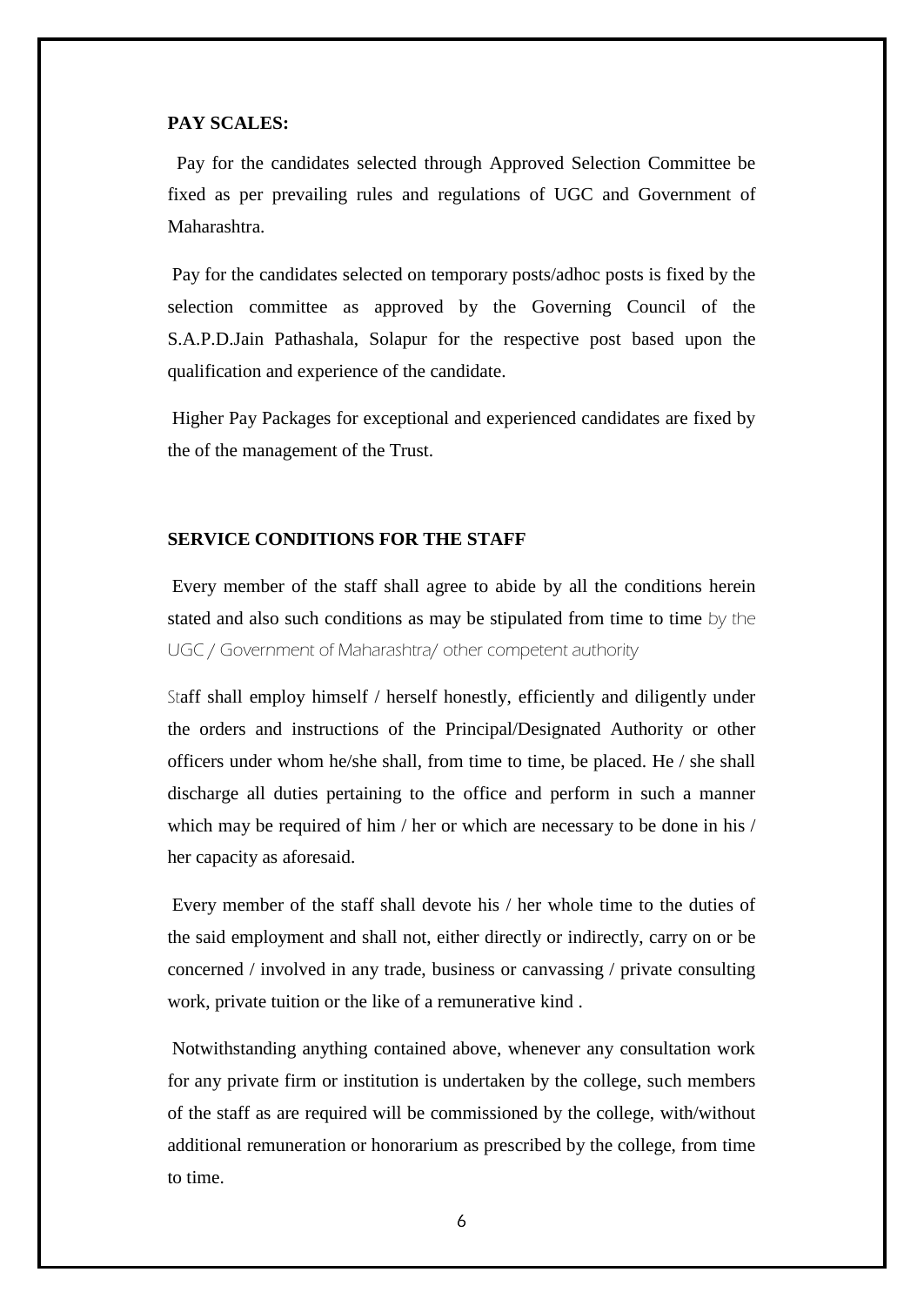**PAY SCALES:**

Pay for the candidates selected through Approved Selection Committee be fixed as per prevailing rules and regulations of UGC and Government of Maharashtra.

Pay for the candidates selected on temporary posts/adhoc posts is fixed by the selection committee as approved by the Governing Council of the S.A.P.D.Jain Pathashala, Solapur for the respective post based upon the qualification and experience of the candidate.

Higher Pay Packages for exceptional and experienced candidates are fixed by the of the management of the Trust.

**SERVICE CONDITIONS FOR THE STAFF**

Every member of the staff shall agree to abide by all the conditions herein stated and also such conditions as may be stipulated from time to time by the UGC / Government of Maharashtra/ other competent authority

Staff shall employ himself / herself honestly, efficiently and diligently under the orders and instructions of the Principal/Designated Authority or other officers under whom he/she shall, from time to time, be placed. He / she shall discharge all duties pertaining to the office and perform in such a manner which may be required of him / her or which are necessary to be done in his / her capacity as aforesaid.

Every member of the staff shall devote his / her whole time to the duties of the said employment and shall not, either directly or indirectly, carry on or be concerned / involved in any trade, business or canvassing / private consulting work, private tuition or the like of a remunerative kind .

Notwithstanding anything contained above, whenever any consultation work for any private firm or institution is undertaken by the college, such members of the staff as are required will be commissioned by the college, with/without additional remuneration or honorarium as prescribed by the college, from time to time.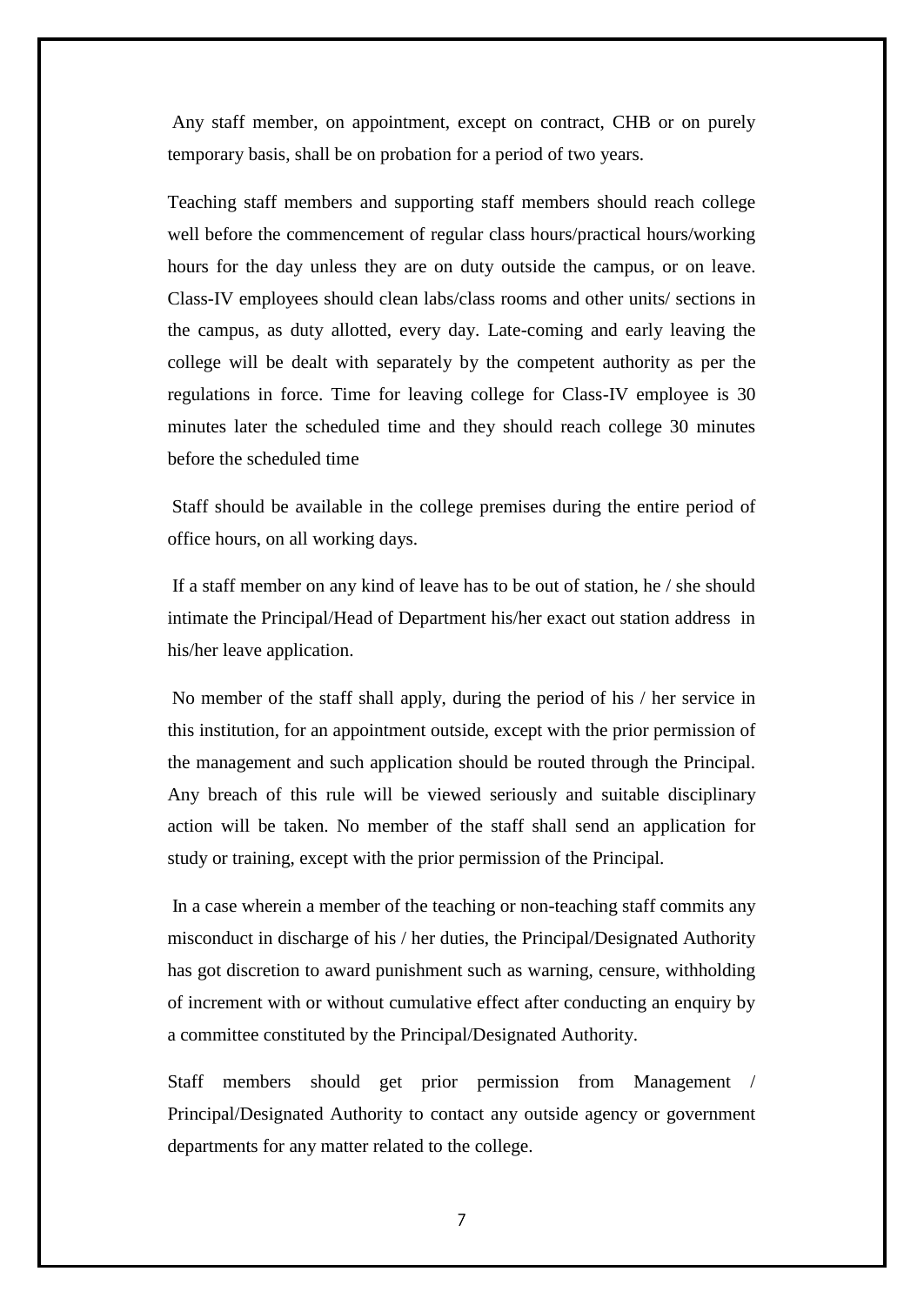Any staff member, on appointment, except on contract, CHB or on purely temporary basis, shall be on probation for a period of two years.

Teaching staff members and supporting staff members should reach college well before the commencement of regular class hours/practical hours/working hours for the day unless they are on duty outside the campus, or on leave. Class-IV employees should clean labs/class rooms and other units/ sections in the campus, as duty allotted, every day. Late-coming and early leaving the college will be dealt with separately by the competent authority as per the regulations in force. Time for leaving college for Class-IV employee is 30 minutes later the scheduled time and they should reach college 30 minutes before the scheduled time

Staff should be available in the college premises during the entire period of office hours, on all working days.

If a staff member on any kind of leave has to be out of station, he / she should intimate the Principal/Head of Department his/her exact out station address in his/her leave application.

No member of the staff shall apply, during the period of his / her service in this institution, for an appointment outside, except with the prior permission of the management and such application should be routed through the Principal. Any breach of this rule will be viewed seriously and suitable disciplinary action will be taken. No member of the staff shall send an application for study or training, except with the prior permission of the Principal.

In a case wherein a member of the teaching or non-teaching staff commits any misconduct in discharge of his / her duties, the Principal/Designated Authority has got discretion to award punishment such as warning, censure, withholding of increment with or without cumulative effect after conducting an enquiry by a committee constituted by the Principal/Designated Authority.

Staff members should get prior permission from Management / Principal/Designated Authority to contact any outside agency or government departments for any matter related to the college.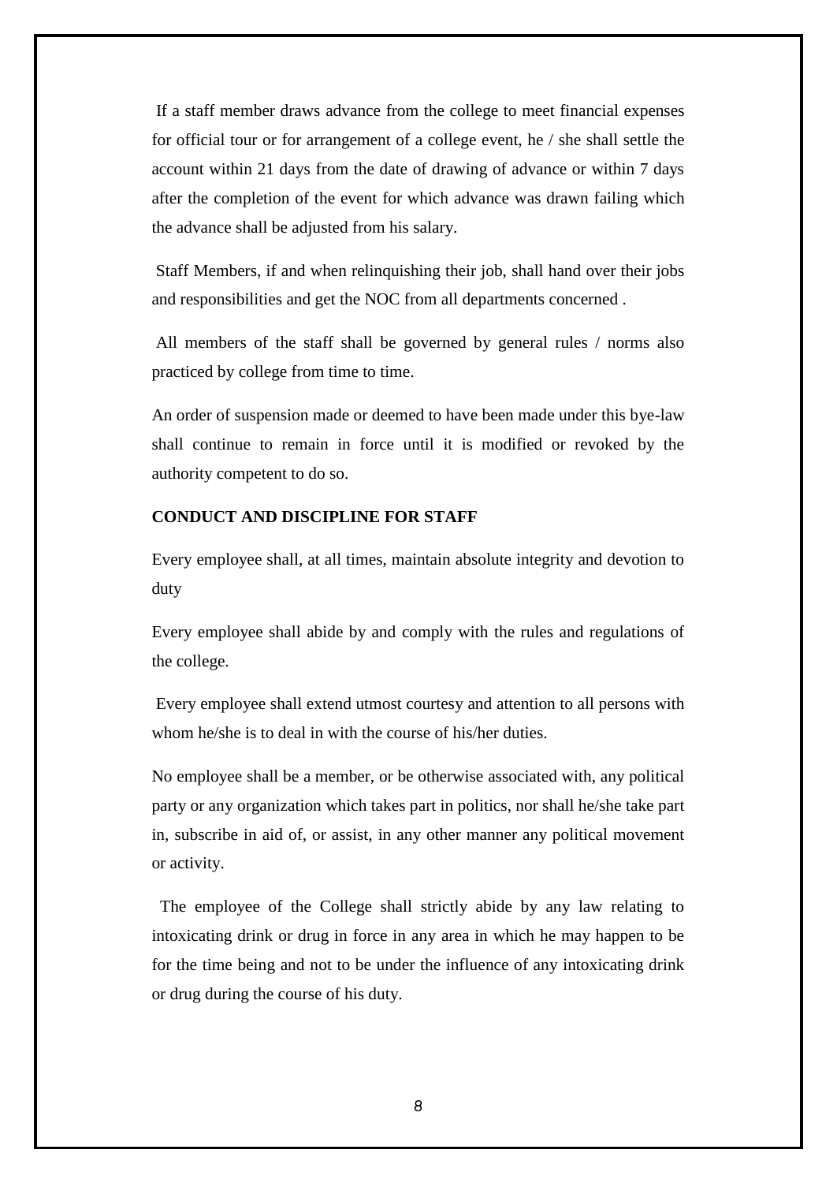If a staff member draws advance from the college to meet financial expenses for official tour or for arrangement of a college event, he / she shall settle the account within 21 days from the date of drawing of advance or within 7 days after the completion of the event for which advance was drawn failing which the advance shall be adjusted from his salary.

Staff Members, if and when relinquishing their job, shall hand over their jobs and responsibilities and get the NOC from all departments concerned .

All members of the staff shall be governed by general rules / norms also practiced by college from time to time.

An order of suspension made or deemed to have been made under this bye-law shall continue to remain in force until it is modified or revoked by the authority competent to do so.

**CONDUCT AND DISCIPLINE FOR STAFF**

Every employee shall, at all times, maintain absolute integrity and devotion to duty

Every employee shall abide by and comply with the rules and regulations of the college.

Every employee shall extend utmost courtesy and attention to all persons with whom he/she is to deal in with the course of his/her duties.

No employee shall be a member, or be otherwise associated with, any political party or any organization which takes part in politics, nor shall he/she take part in, subscribe in aid of, or assist, in any other manner any political movement or activity.

The employee of the College shall strictly abide by any law relating to intoxicating drink or drug in force in any area in which he may happen to be for the time being and not to be under the influence of any intoxicating drink or drug during the course of his duty.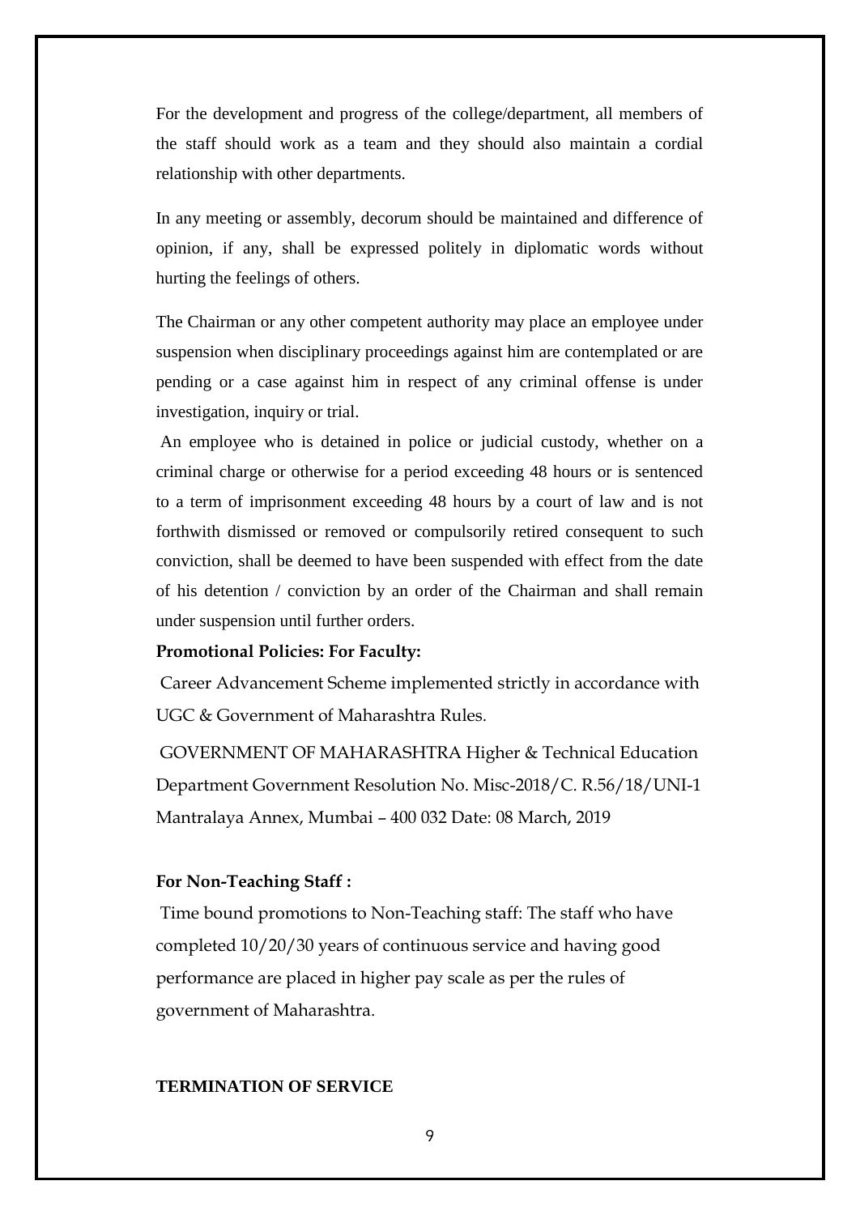For the development and progress of the college/department, all members of the staff should work as a team and they should also maintain a cordial relationship with other departments.

In any meeting or assembly, decorum should be maintained and difference of opinion, if any, shall be expressed politely in diplomatic words without hurting the feelings of others.

The Chairman or any other competent authority may place an employee under suspension when disciplinary proceedings against him are contemplated or are pending or a case against him in respect of any criminal offense is under investigation, inquiry or trial.

An employee who is detained in police or judicial custody, whether on a criminal charge or otherwise for a period exceeding 48 hours or is sentenced to a term of imprisonment exceeding 48 hours by a court of law and is not forthwith dismissed or removed or compulsorily retired consequent to such conviction, shall be deemed to have been suspended with effect from the date of his detention / conviction by an order of the Chairman and shall remain under suspension until further orders.

**Promotional Policies: For Faculty:**

Career Advancement Scheme implemented strictly in accordance with UGC & Government of Maharashtra Rules.

GOVERNMENT OF MAHARASHTRA Higher & Technical Education Department Government Resolution No. Misc-2018/C. R.56/18/UNI-1 Mantralaya Annex, Mumbai – 400 032 Date: 08 March, 2019

**For Non-Teaching Staff :**

Time bound promotions to Non-Teaching staff: The staff who have completed 10/20/30 years of continuous service and having good performance are placed in higher pay scale as per the rules of government of Maharashtra.

**TERMINATION OF SERVICE**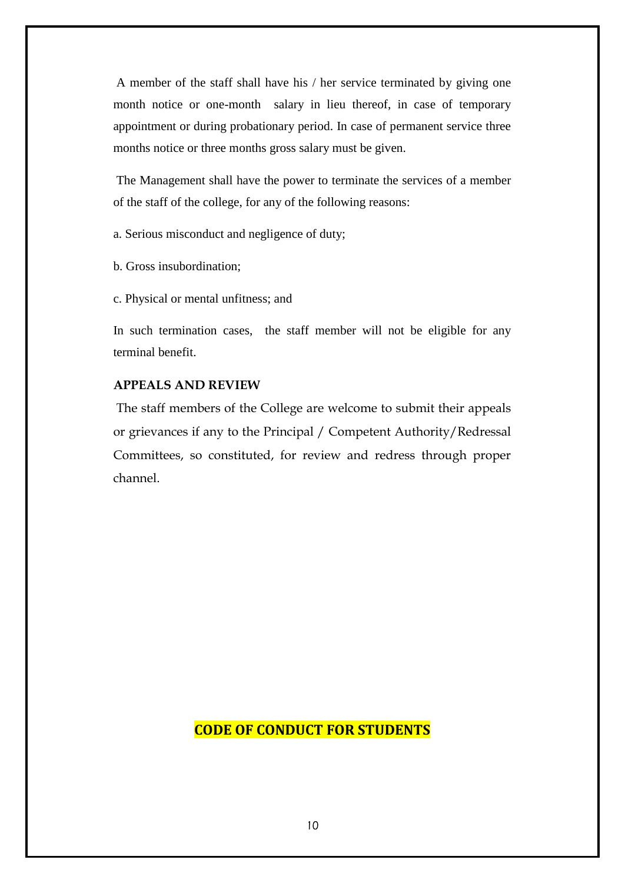A member of the staff shall have his / her service terminated by giving one month notice or one-month salary in lieu thereof, in case of temporary appointment or during probationary period. In case of permanent service three months notice or three months gross salary must be given.

The Management shall have the power to terminate the services of a member of the staff of the college, for any of the following reasons:

a. Serious misconduct and negligence of duty;

b. Gross insubordination;

c. Physical or mental unfitness; and

In such termination cases, the staff member will not be eligible for any terminal benefit.

**APPEALS AND REVIEW**

The staff members of the College are welcome to submit their appeals or grievances if any to the Principal / Competent Authority/Redressal Committees, so constituted, for review and redress through proper channel.

## CODE OF CONDUCT FOR STUDENTS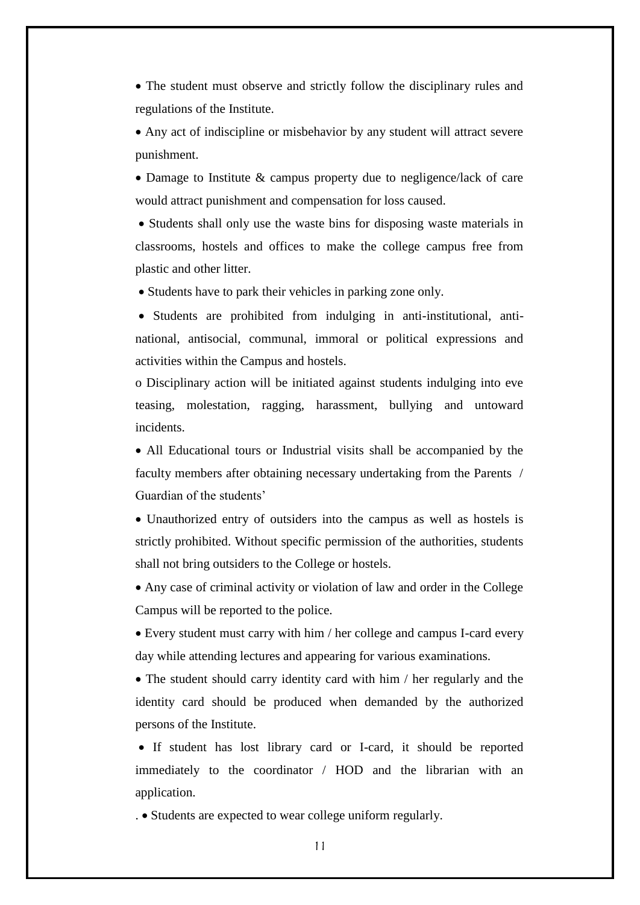- The student must observe and strictly follow the disciplinary rules and regulations of the Institute.
- Any act of indiscipline or misbehavior by any student will attract severe punishment.
- Damage to Institute & campus property due to negligence/lack of care would attract punishment and compensation for loss caused.
- Students shall only use the waste bins for disposing waste materials in classrooms, hostels and offices to make the college campus free from plastic and other litter.
- Students have to park their vehicles in parking zone only.
- Students are prohibited from indulging in anti-institutional, anti-national, antisocial, communal, immoral or political expressions and activities within the Campus and hostels.

o Disciplinary action will be initiated against students indulging into eve teasing, molestation, ragging, harassment, bullying and untoward incidents.

- All Educational tours or Industrial visits shall be accompanied by the faculty members after obtaining necessary undertaking from the Parents / Guardian of the students'
- Unauthorized entry of outsiders into the campus as well as hostels is strictly prohibited. Without specific permission of the authorities, students shall not bring outsiders to the College or hostels.
- Any case of criminal activity or violation of law and order in the College Campus will be reported to the police.
- Every student must carry with him / her college and campus I-card every day while attending lectures and appearing for various examinations.
- The student should carry identity card with him / her regularly and the identity card should be produced when demanded by the authorized persons of the Institute.
- If student has lost library card or I-card, it should be reported immediately to the coordinator / HOD and the librarian with an application.

. • Students are expected to wear college uniform regularly.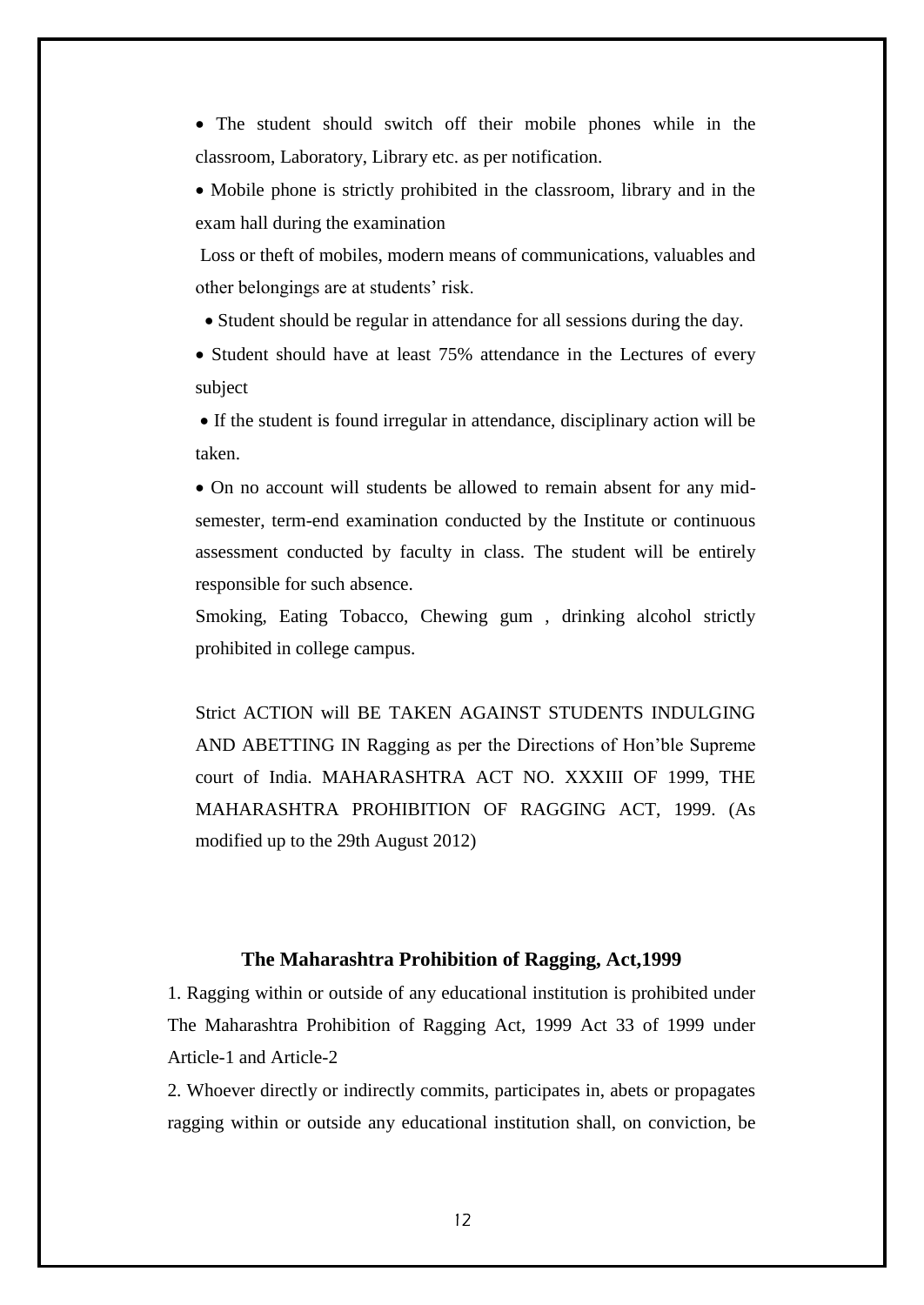- The student should switch off their mobile phones while in the classroom, Laboratory, Library etc. as per notification.
- Mobile phone is strictly prohibited in the classroom, library and in the exam hall during the examination

Loss or theft of mobiles, modern means of communications, valuables and other belongings are at students' risk.

- Student should be regular in attendance for all sessions during the day.
- Student should have at least 75% attendance in the Lectures of every subject
- If the student is found irregular in attendance, disciplinary action will be taken.
- On no account will students be allowed to remain absent for any mid-semester, term-end examination conducted by the Institute or continuous assessment conducted by faculty in class. The student will be entirely responsible for such absence.

Smoking, Eating Tobacco, Chewing gum , drinking alcohol strictly prohibited in college campus.

Strict ACTION will BE TAKEN AGAINST STUDENTS INDULGING AND ABETTING IN Ragging as per the Directions of Hon'ble Supreme court of India. MAHARASHTRA ACT NO. XXXIII OF 1999, THE MAHARASHTRA PROHIBITION OF RAGGING ACT, 1999. (As modified up to the 29th August 2012)

## The Maharashtra Prohibition of Ragging, Act,1999

1. Ragging within or outside of any educational institution is prohibited under The Maharashtra Prohibition of Ragging Act, 1999 Act 33 of 1999 under Article-1 and Article-2

2. Whoever directly or indirectly commits, participates in, abets or propagates ragging within or outside any educational institution shall, on conviction, be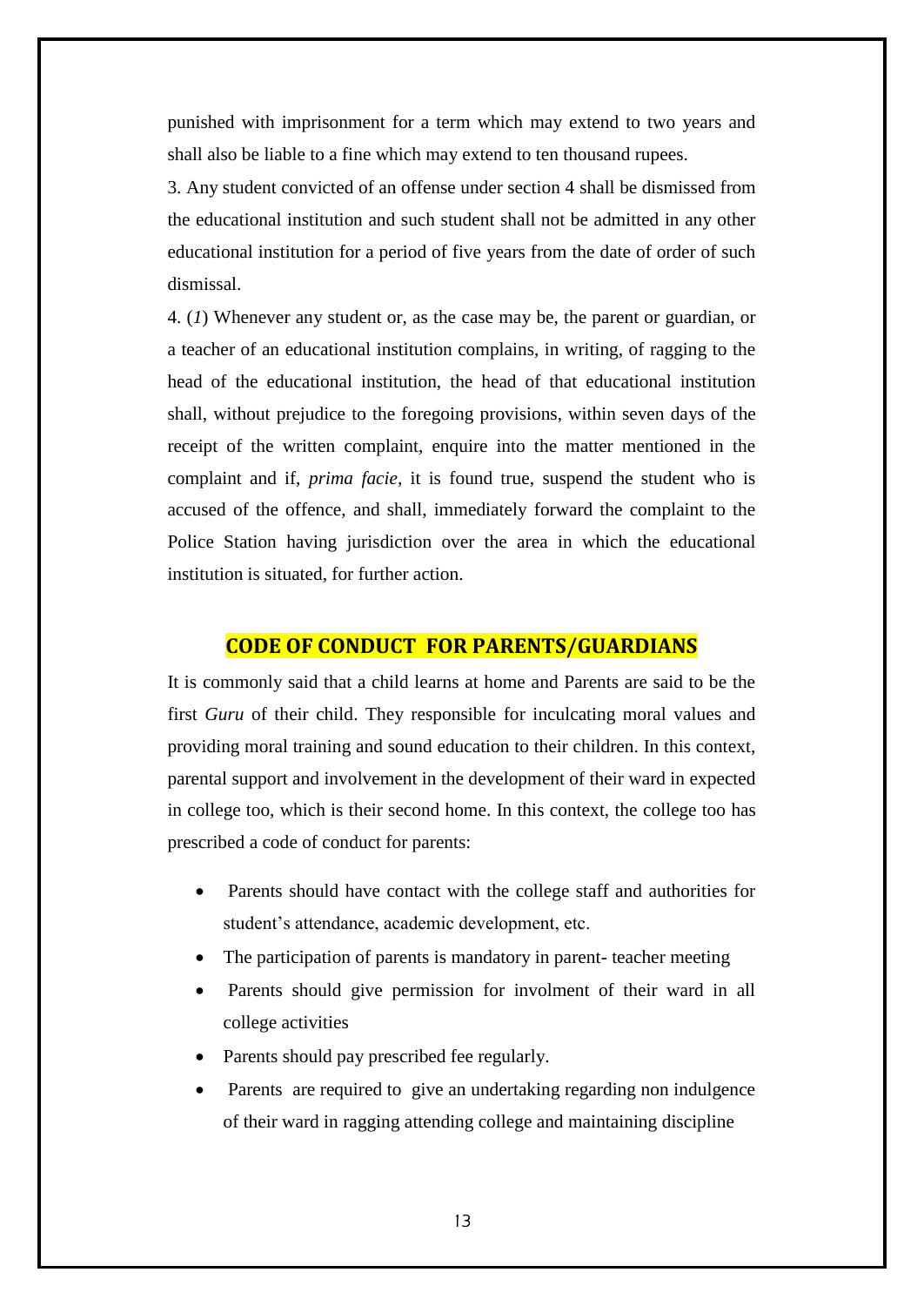punished with imprisonment for a term which may extend to two years and shall also be liable to a fine which may extend to ten thousand rupees.

3. Any student convicted of an offense under section 4 shall be dismissed from the educational institution and such student shall not be admitted in any other educational institution for a period of five years from the date of order of such dismissal.

4. (*1*) Whenever any student or, as the case may be, the parent or guardian, or a teacher of an educational institution complains, in writing, of ragging to the head of the educational institution, the head of that educational institution shall, without prejudice to the foregoing provisions, within seven days of the receipt of the written complaint, enquire into the matter mentioned in the complaint and if, *prima facie*, it is found true, suspend the student who is accused of the offence, and shall, immediately forward the complaint to the Police Station having jurisdiction over the area in which the educational institution is situated, for further action.

## CODE OF CONDUCT FOR PARENTS/GUARDIANS

It is commonly said that a child learns at home and Parents are said to be the first *Guru* of their child. They responsible for inculcating moral values and providing moral training and sound education to their children. In this context, parental support and involvement in the development of their ward in expected in college too, which is their second home. In this context, the college too has prescribed a code of conduct for parents:

- Parents should have contact with the college staff and authorities for student's attendance, academic development, etc.
- The participation of parents is mandatory in parent- teacher meeting
- Parents should give permission for involment of their ward in all college activities
- Parents should pay prescribed fee regularly.
- Parents are required to give an undertaking regarding non indulgence of their ward in ragging attending college and maintaining discipline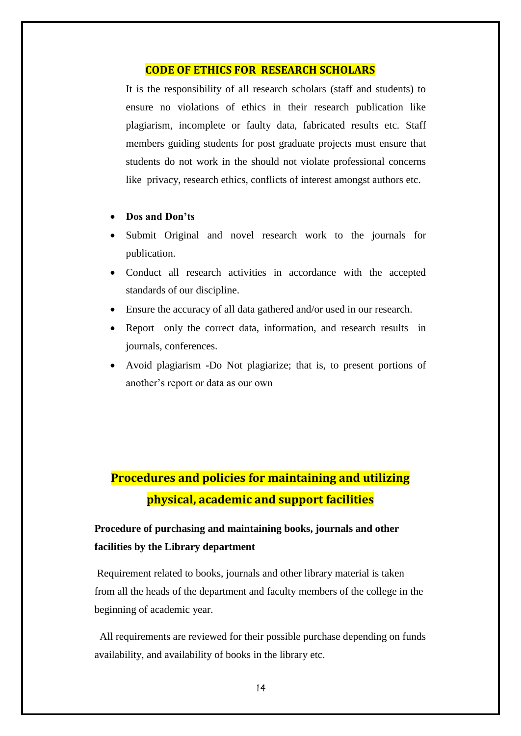## CODE OF ETHICS FOR RESEARCH SCHOLARS

It is the responsibility of all research scholars (staff and students) to ensure no violations of ethics in their research publication like plagiarism, incomplete or faulty data, fabricated results etc. Staff members guiding students for post graduate projects must ensure that students do not work in the should not violate professional concerns like privacy, research ethics, conflicts of interest amongst authors etc.

- **Dos and Don't's**
- Submit Original and novel research work to the journals for publication.
- Conduct all research activities in accordance with the accepted standards of our discipline.
- Ensure the accuracy of all data gathered and/or used in our research.
- Report only the correct data, information, and research results in journals, conferences.
- Avoid plagiarism -Do Not plagiarize; that is, to present portions of another's report or data as our own

## Procedures and policies for maintaining and utilizing physical, academic and support facilities

**Procedure of purchasing and maintaining books, journals and other facilities by the Library department**

Requirement related to books, journals and other library material is taken from all the heads of the department and faculty members of the college in the beginning of academic year.

All requirements are reviewed for their possible purchase depending on funds availability, and availability of books in the library etc.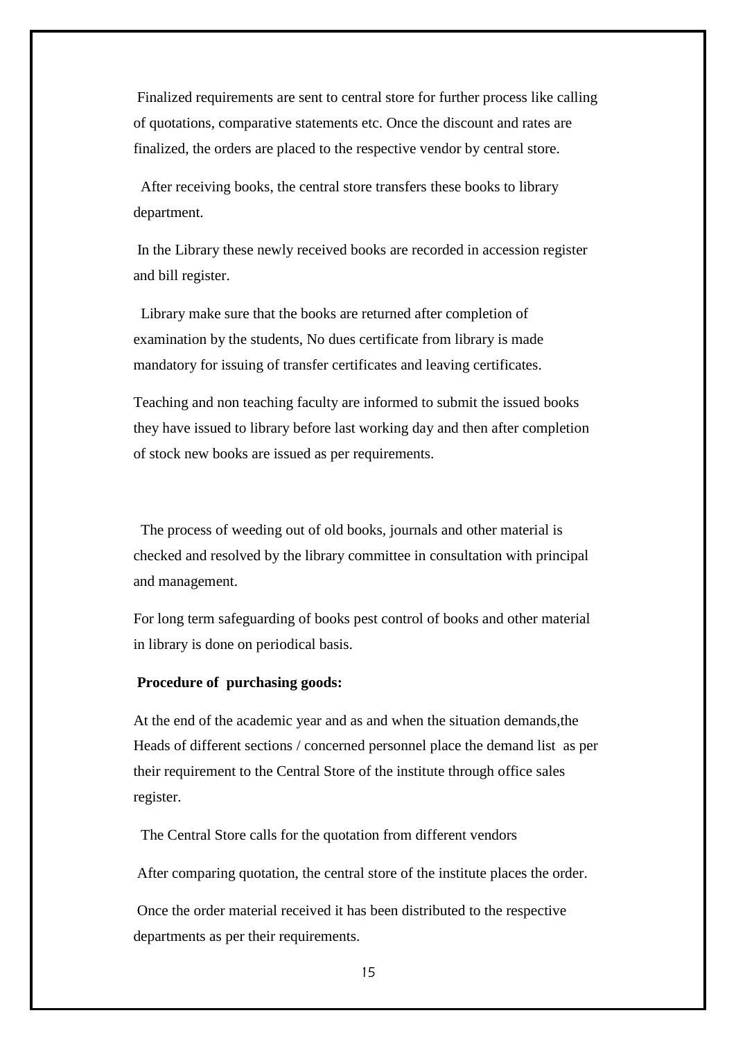Finalized requirements are sent to central store for further process like calling of quotations, comparative statements etc. Once the discount and rates are finalized, the orders are placed to the respective vendor by central store.

After receiving books, the central store transfers these books to library department.

In the Library these newly received books are recorded in accession register and bill register.

Library make sure that the books are returned after completion of examination by the students, No dues certificate from library is made mandatory for issuing of transfer certificates and leaving certificates.

Teaching and non teaching faculty are informed to submit the issued books they have issued to library before last working day and then after completion of stock new books are issued as per requirements.

The process of weeding out of old books, journals and other material is checked and resolved by the library committee in consultation with principal and management.

For long term safeguarding of books pest control of books and other material in library is done on periodical basis.

**Procedure of purchasing goods:**

At the end of the academic year and as and when the situation demands,the Heads of different sections / concerned personnel place the demand list as per their requirement to the Central Store of the institute through office sales register.

The Central Store calls for the quotation from different vendors

After comparing quotation, the central store of the institute places the order.

Once the order material received it has been distributed to the respective departments as per their requirements.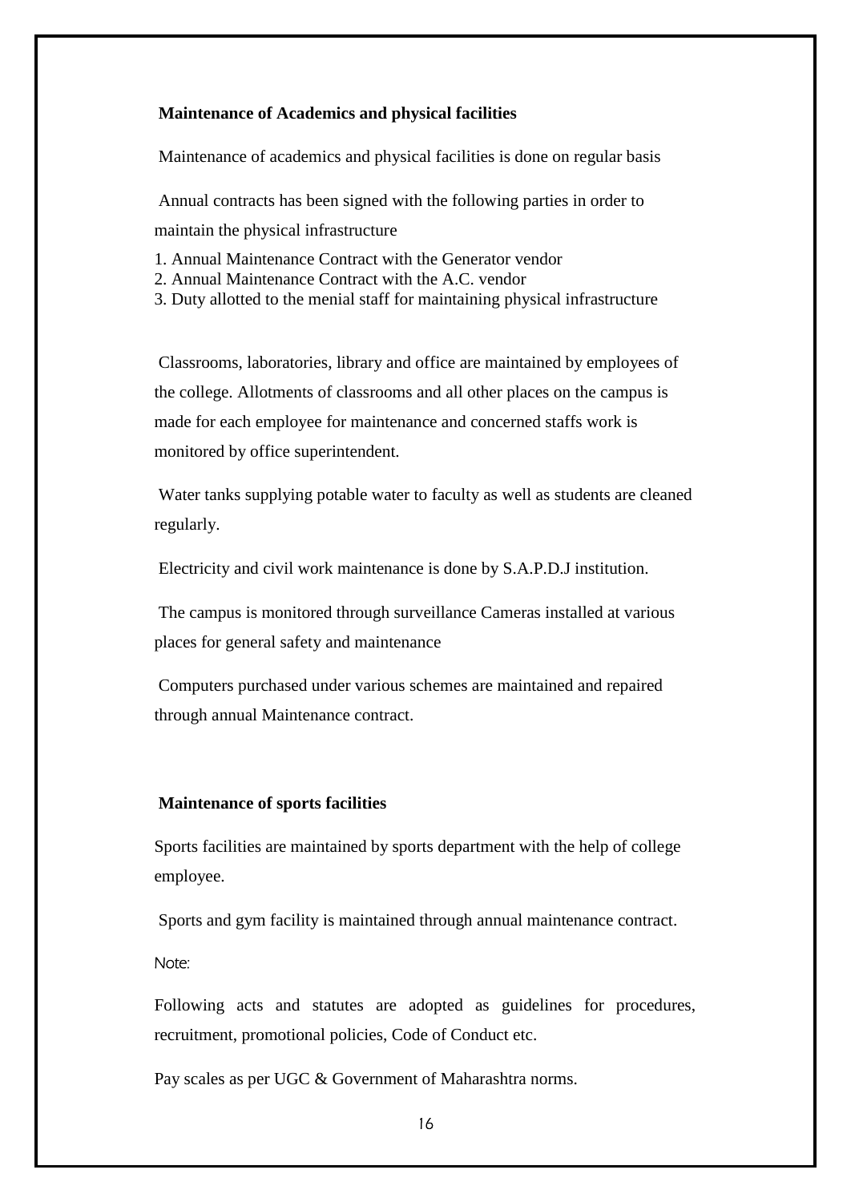**Maintenance of Academics and physical facilities**

Maintenance of academics and physical facilities is done on regular basis

Annual contracts has been signed with the following parties in order to maintain the physical infrastructure

1. Annual Maintenance Contract with the Generator vendor
2. Annual Maintenance Contract with the A.C. vendor
3. Duty allotted to the menial staff for maintaining physical infrastructure

Classrooms, laboratories, library and office are maintained by employees of the college. Allotments of classrooms and all other places on the campus is made for each employee for maintenance and concerned staffs work is monitored by office superintendent.

Water tanks supplying potable water to faculty as well as students are cleaned regularly.

Electricity and civil work maintenance is done by S.A.P.D.J institution.

The campus is monitored through surveillance Cameras installed at various places for general safety and maintenance

Computers purchased under various schemes are maintained and repaired through annual Maintenance contract.

**Maintenance of sports facilities**

Sports facilities are maintained by sports department with the help of college employee.

Sports and gym facility is maintained through annual maintenance contract.

Note:

Following acts and statutes are adopted as guidelines for procedures, recruitment, promotional policies, Code of Conduct etc.

Pay scales as per UGC & Government of Maharashtra norms.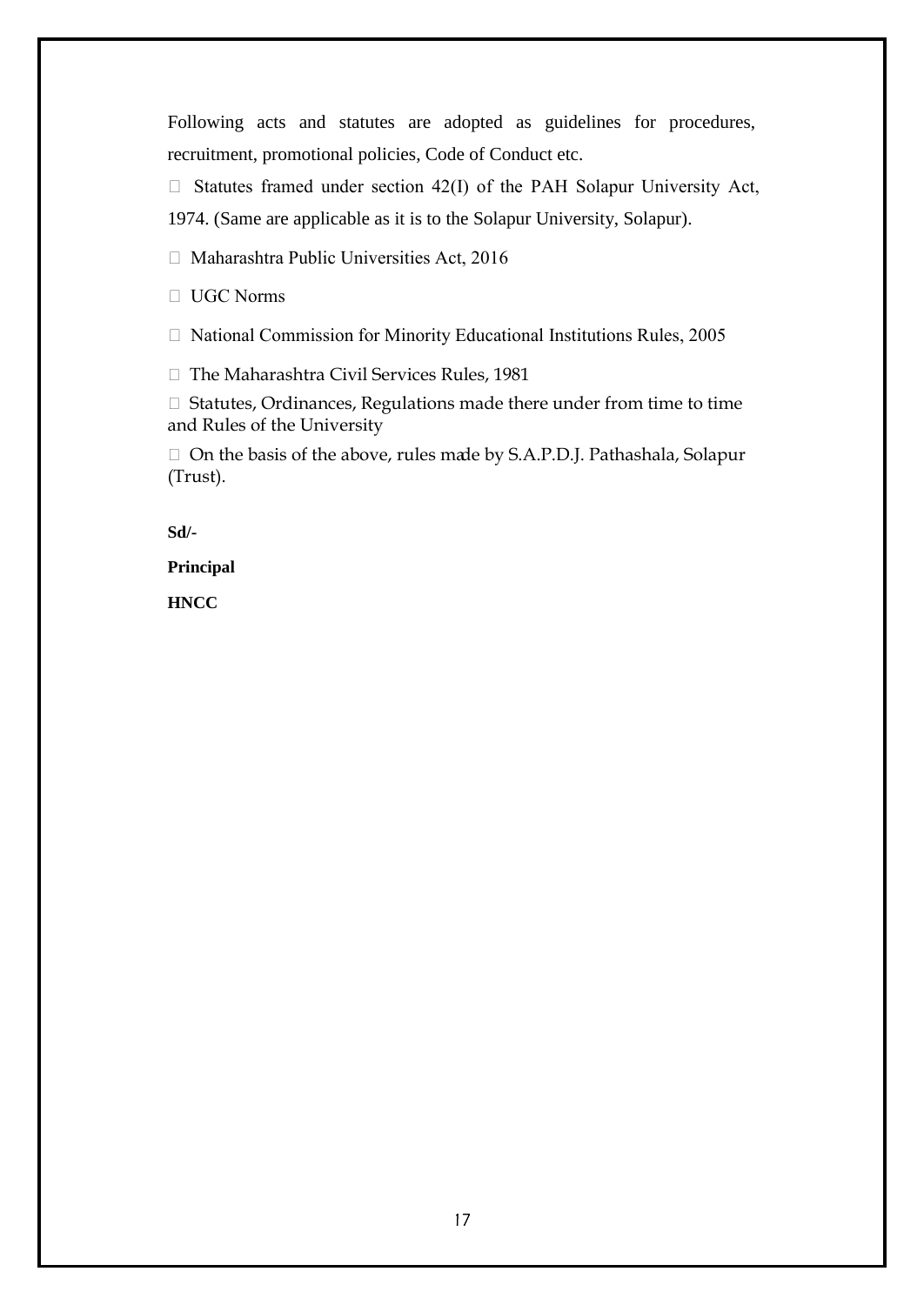Following acts and statutes are adopted as guidelines for procedures, recruitment, promotional policies, Code of Conduct etc.

- Statutes framed under section 42(I) of the PAH Solapur University Act, 1974. (Same are applicable as it is to the Solapur University, Solapur).
- Maharashtra Public Universities Act, 2016
- UGC Norms
- National Commission for Minority Educational Institutions Rules, 2005
- The Maharashtra Civil Services Rules, 1981
- Statutes, Ordinances, Regulations made there under from time to time and Rules of the University
- On the basis of the above, rules made by S.A.P.D.J. Pathashala, Solapur (Trust).

**Sd/-**

**Principal**

**HNCC**